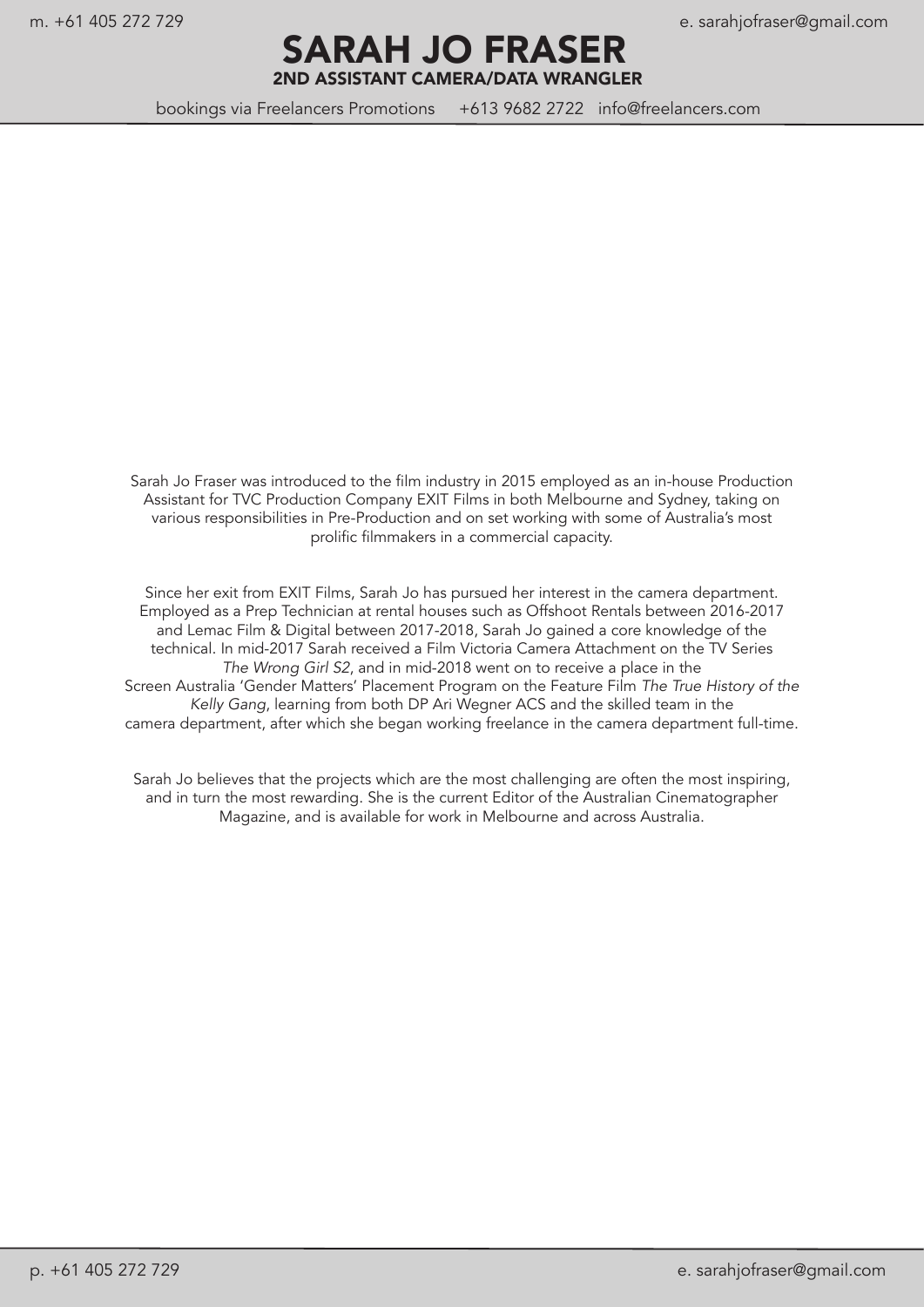m. +61 405 272 729 e. sarahjofraser@gmail.com

# SARAH JO FRASER

## 2ND ASSISTANT CAMERA/DATA WRANGLER

bookings via Freelancers Promotions +613 9682 2722 info@freelancers.com

Sarah Jo Fraser was introduced to the film industry in 2015 employed as an in-house Production Assistant for TVC Production Company EXIT Films in both Melbourne and Sydney, taking on various responsibilities in Pre-Production and on set working with some of Australia's most prolific filmmakers in a commercial capacity.

Since her exit from EXIT Films, Sarah Jo has pursued her interest in the camera department. Employed as a Prep Technician at rental houses such as Offshoot Rentals between 2016-2017 and Lemac Film & Digital between 2017-2018, Sarah Jo gained a core knowledge of the technical. In mid-2017 Sarah received a Film Victoria Camera Attachment on the TV Series *The Wrong Girl S2*, and in mid-2018 went on to receive a place in the Screen Australia 'Gender Matters' Placement Program on the Feature Film *The True History of the Kelly Gang*, learning from both DP Ari Wegner ACS and the skilled team in the camera department, after which she began working freelance in the camera department full-time.

Sarah Jo believes that the projects which are the most challenging are often the most inspiring, and in turn the most rewarding. She is the current Editor of the Australian Cinematographer Magazine, and is available for work in Melbourne and across Australia.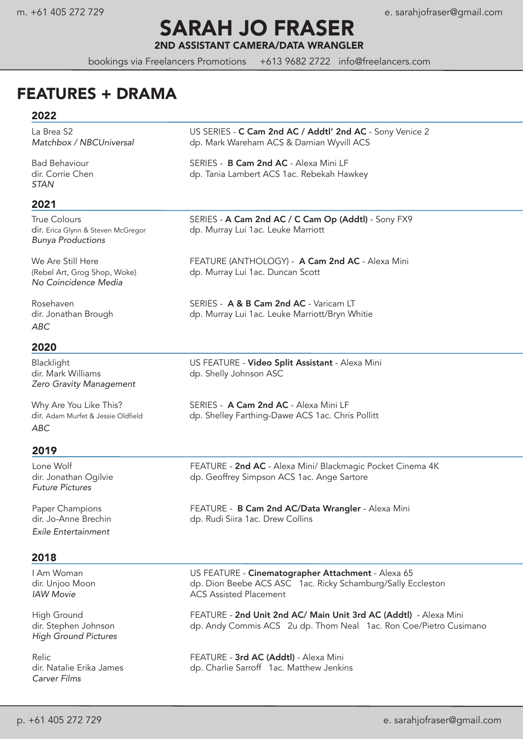m. +61 405 272 729 e. sarahjofraser@gmail.com

# SARAH JO FRASER

**2ND ASSISTANT CAMERA/DATA WRANGLER**

bookings via Freelancers Promotions +613 9682 2722 info@freelancers.com

## FEATURES + DRAMA

### 2022

La Brea S2
*Matchbox / NBCUniversal*
US SERIES - **C Cam 2nd AC / Addtl' 2nd AC** - Sony Venice 2
dp. Mark Wareham ACS & Damian Wyvill ACS

Bad Behaviour
dir. Corrie Chen
*STAN*
SERIES - **B Cam 2nd AC** - Alexa Mini LF
dp. Tania Lambert ACS 1ac. Rebekah Hawkey

### 2021

True Colours
dir. Erica Glynn & Steven McGregor
*Bunya Productions*
SERIES - **A Cam 2nd AC / C Cam Op (Addtl)** - Sony FX9
dp. Murray Lui 1ac. Leuke Marriott

We Are Still Here
(Rebel Art, Grog Shop, Woke)
*No Coincidence Media*
FEATURE (ANTHOLOGY) - **A Cam 2nd AC** - Alexa Mini
dp. Murray Lui 1ac. Duncan Scott

Rosehaven
dir. Jonathan Brough
*ABC*
SERIES - **A & B Cam 2nd AC** - Varicam LT
dp. Murray Lui 1ac. Leuke Marriott/Bryn Whitie

### 2020

Blacklight
dir. Mark Williams
*Zero Gravity Management*
US FEATURE - **Video Split Assistant** - Alexa Mini
dp. Shelly Johnson ASC

Why Are You Like This?
dir. Adam Murfet & Jessie Oldfield
*ABC*
SERIES - **A Cam 2nd AC** - Alexa Mini LF
dp. Shelley Farthing-Dawe ACS 1ac. Chris Pollitt

### 2019

Lone Wolf
dir. Jonathan Ogilvie
*Future Pictures*
FEATURE - **2nd AC** - Alexa Mini/ Blackmagic Pocket Cinema 4K
dp. Geoffrey Simpson ACS 1ac. Ange Sartore

Paper Champions
dir. Jo-Anne Brechin
*Exile Entertainment*
FEATURE - **B Cam 2nd AC/Data Wrangler** - Alexa Mini
dp. Rudi Siira 1ac. Drew Collins

### 2018

I Am Woman
dir. Unjoo Moon
*IAW Movie*
US FEATURE - **Cinematographer Attachment** - Alexa 65
dp. Dion Beebe ACS ASC 1ac. Ricky Schamburg/Sally Eccleston
ACS Assisted Placement

High Ground
dir. Stephen Johnson
*High Ground Pictures*
FEATURE - **2nd Unit 2nd AC/ Main Unit 3rd AC (Addtl)** - Alexa Mini
dp. Andy Commis ACS 2u dp. Thom Neal 1ac. Ron Coe/Pietro Cusimano

Relic
dir. Natalie Erika James
*Carver Films*
FEATURE - **3rd AC (Addtl)** - Alexa Mini
dp. Charlie Sarroff 1ac. Matthew Jenkins

p. +61 405 272 729 e. sarahjofraser@gmail.com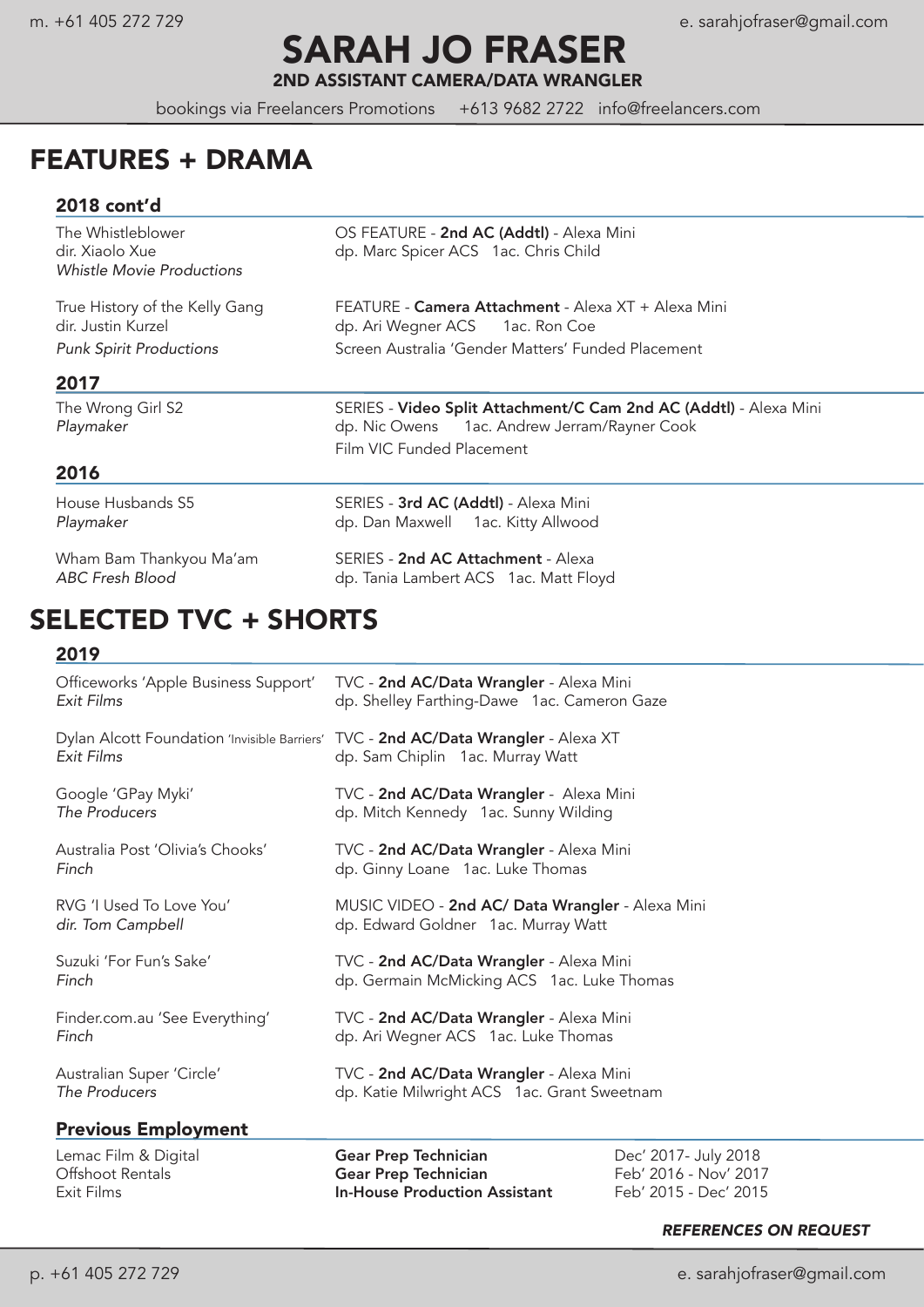m. +61 405 272 729　　e. sarahjofraser@gmail.com

# SARAH JO FRASER

**2ND ASSISTANT CAMERA/DATA WRANGLER**

bookings via Freelancers Promotions　+613 9682 2722　info@freelancers.com

## FEATURES + DRAMA

### 2018 cont'd

The Whistleblower
dir. Xiaolo Xue
*Whistle Movie Productions*

OS FEATURE - **2nd AC (Addtl)** - Alexa Mini
dp. Marc Spicer ACS　1ac. Chris Child

True History of the Kelly Gang
dir. Justin Kurzel
*Punk Spirit Productions*

FEATURE - **Camera Attachment** - Alexa XT + Alexa Mini
dp. Ari Wegner ACS　1ac. Ron Coe
Screen Australia 'Gender Matters' Funded Placement

### 2017

The Wrong Girl S2
*Playmaker*

SERIES - **Video Split Attachment/C Cam 2nd AC (Addtl)** - Alexa Mini
dp. Nic Owens　1ac. Andrew Jerram/Rayner Cook
Film VIC Funded Placement

### 2016

House Husbands S5
*Playmaker*

SERIES - **3rd AC (Addtl)** - Alexa Mini
dp. Dan Maxwell　1ac. Kitty Allwood

Wham Bam Thankyou Ma'am
*ABC Fresh Blood*

SERIES - **2nd AC Attachment** - Alexa
dp. Tania Lambert ACS　1ac. Matt Floyd

## SELECTED TVC + SHORTS

### 2019

Officeworks 'Apple Business Support'
*Exit Films*

TVC - **2nd AC/Data Wrangler** - Alexa Mini
dp. Shelley Farthing-Dawe　1ac. Cameron Gaze

Dylan Alcott Foundation 'Invisible Barriers'
*Exit Films*

TVC - **2nd AC/Data Wrangler** - Alexa XT
dp. Sam Chiplin　1ac. Murray Watt

Google 'GPay Myki'
*The Producers*

TVC - **2nd AC/Data Wrangler** - Alexa Mini
dp. Mitch Kennedy　1ac. Sunny Wilding

Australia Post 'Olivia's Chooks'
*Finch*

TVC - **2nd AC/Data Wrangler** - Alexa Mini
dp. Ginny Loane　1ac. Luke Thomas

RVG 'I Used To Love You'
*dir. Tom Campbell*

MUSIC VIDEO - **2nd AC/ Data Wrangler** - Alexa Mini
dp. Edward Goldner　1ac. Murray Watt

Suzuki 'For Fun's Sake'
*Finch*

TVC - **2nd AC/Data Wrangler** - Alexa Mini
dp. Germain McMicking ACS　1ac. Luke Thomas

Finder.com.au 'See Everything'
*Finch*

TVC - **2nd AC/Data Wrangler** - Alexa Mini
dp. Ari Wegner ACS　1ac. Luke Thomas

Australian Super 'Circle'
*The Producers*

TVC - **2nd AC/Data Wrangler** - Alexa Mini
dp. Katie Milwright ACS　1ac. Grant Sweetnam

### Previous Employment

| | | |
|---|---|---|
| Lemac Film & Digital | **Gear Prep Technician** | Dec' 2017- July 2018 |
| Offshoot Rentals | **Gear Prep Technician** | Feb' 2016 - Nov' 2017 |
| Exit Films | **In-House Production Assistant** | Feb' 2015 - Dec' 2015 |

***REFERENCES ON REQUEST***

p. +61 405 272 729　　e. sarahjofraser@gmail.com